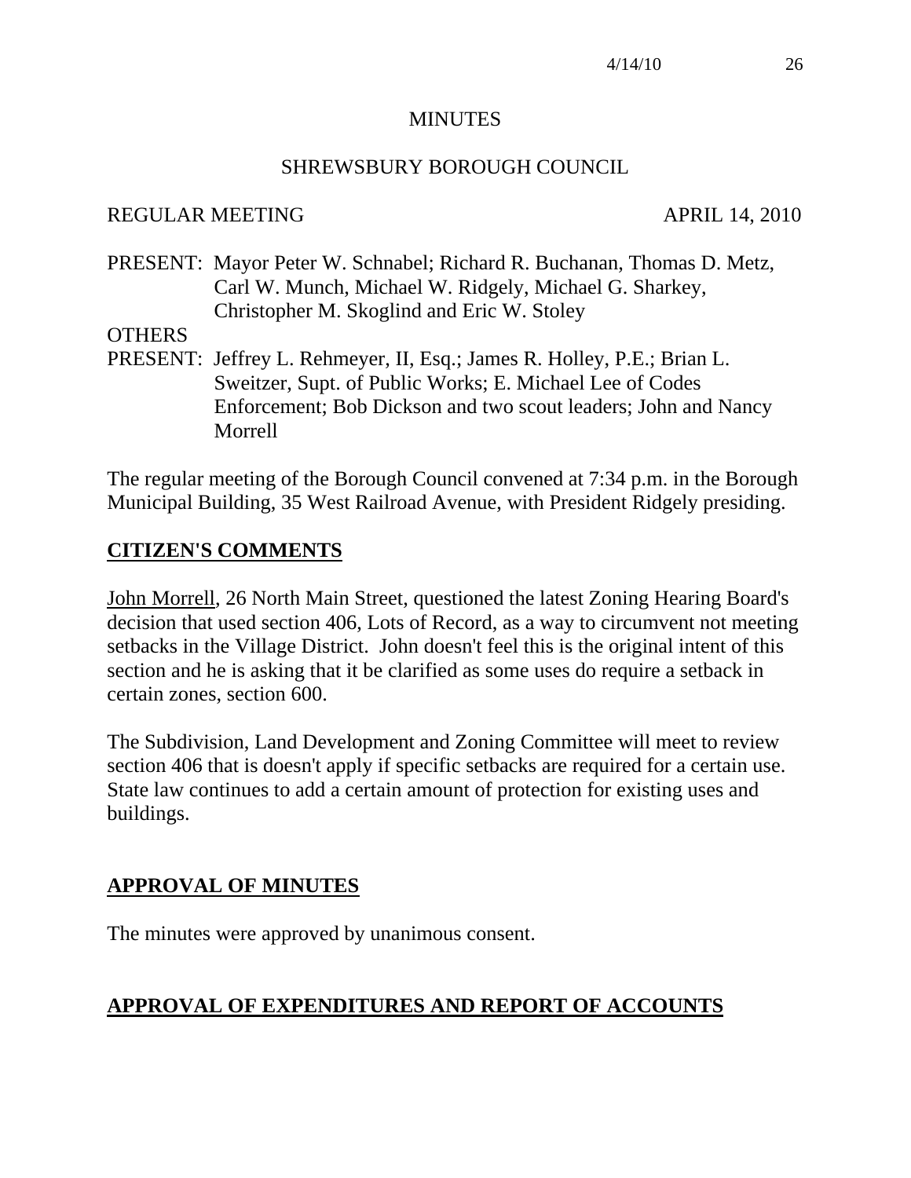# MINUTES

## SHREWSBURY BOROUGH COUNCIL

REGULAR MEETING APRIL 14, 2010

PRESENT: Mayor Peter W. Schnabel; Richard R. Buchanan, Thomas D. Metz, Carl W. Munch, Michael W. Ridgely, Michael G. Sharkey, Christopher M. Skoglind and Eric W. Stoley

OTHERS
PRESENT: Jeffrey L. Rehmeyer, II, Esq.; James R. Holley, P.E.; Brian L. Sweitzer, Supt. of Public Works; E. Michael Lee of Codes Enforcement; Bob Dickson and two scout leaders; John and Nancy Morrell

The regular meeting of the Borough Council convened at 7:34 p.m. in the Borough Municipal Building, 35 West Railroad Avenue, with President Ridgely presiding.

## CITIZEN'S COMMENTS

John Morrell, 26 North Main Street, questioned the latest Zoning Hearing Board's decision that used section 406, Lots of Record, as a way to circumvent not meeting setbacks in the Village District. John doesn't feel this is the original intent of this section and he is asking that it be clarified as some uses do require a setback in certain zones, section 600.

The Subdivision, Land Development and Zoning Committee will meet to review section 406 that is doesn't apply if specific setbacks are required for a certain use. State law continues to add a certain amount of protection for existing uses and buildings.

## APPROVAL OF MINUTES

The minutes were approved by unanimous consent.

## APPROVAL OF EXPENDITURES AND REPORT OF ACCOUNTS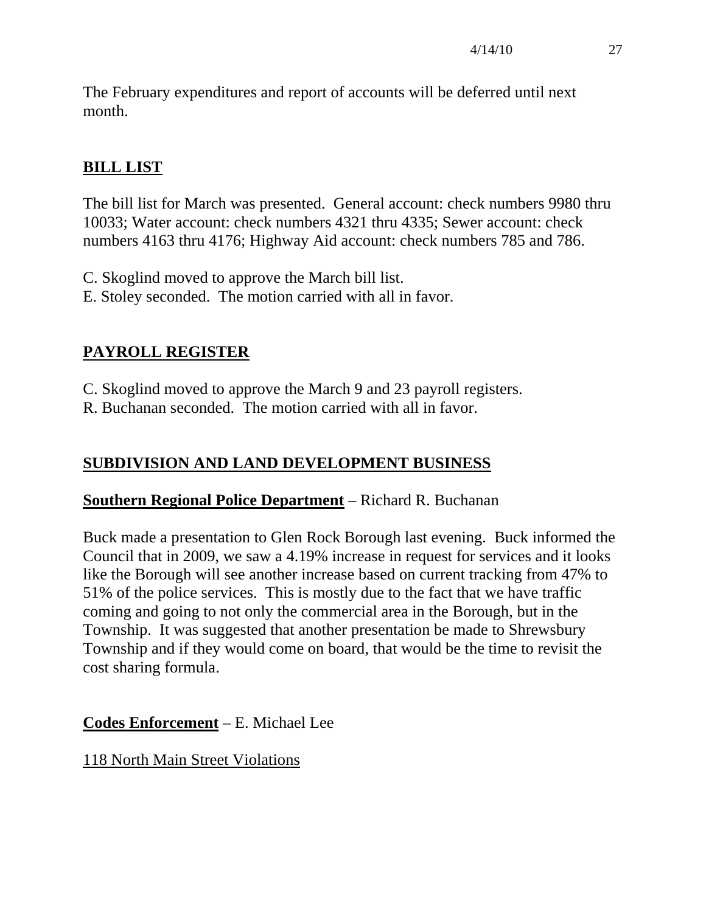The February expenditures and report of accounts will be deferred until next month.

## BILL LIST

The bill list for March was presented. General account: check numbers 9980 thru 10033; Water account: check numbers 4321 thru 4335; Sewer account: check numbers 4163 thru 4176; Highway Aid account: check numbers 785 and 786.

C. Skoglind moved to approve the March bill list.
E. Stoley seconded. The motion carried with all in favor.

## PAYROLL REGISTER

C. Skoglind moved to approve the March 9 and 23 payroll registers.
R. Buchanan seconded. The motion carried with all in favor.

## SUBDIVISION AND LAND DEVELOPMENT BUSINESS

**Southern Regional Police Department** – Richard R. Buchanan

Buck made a presentation to Glen Rock Borough last evening. Buck informed the Council that in 2009, we saw a 4.19% increase in request for services and it looks like the Borough will see another increase based on current tracking from 47% to 51% of the police services. This is mostly due to the fact that we have traffic coming and going to not only the commercial area in the Borough, but in the Township. It was suggested that another presentation be made to Shrewsbury Township and if they would come on board, that would be the time to revisit the cost sharing formula.

**Codes Enforcement** – E. Michael Lee

118 North Main Street Violations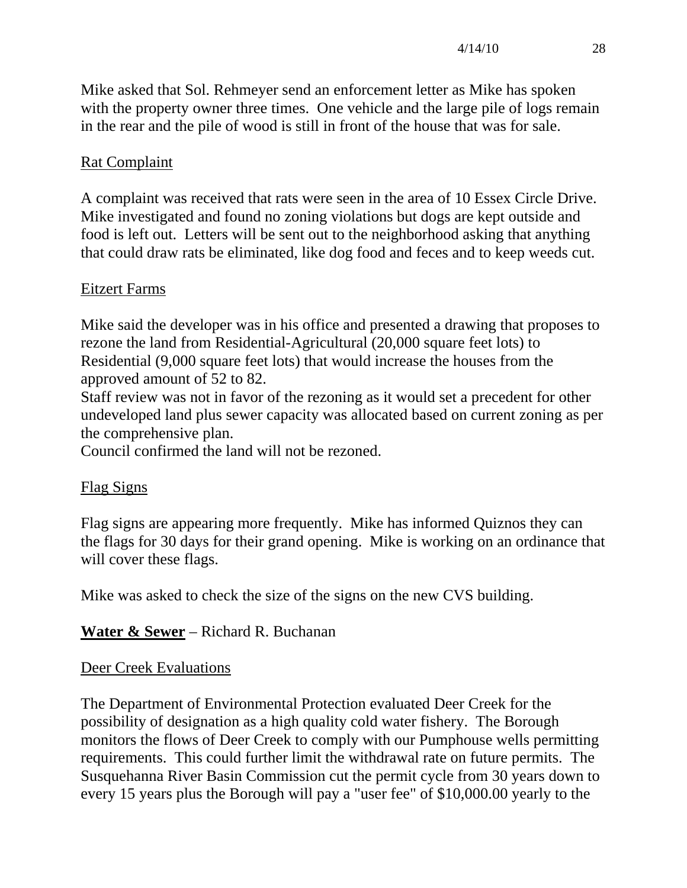Mike asked that Sol. Rehmeyer send an enforcement letter as Mike has spoken with the property owner three times. One vehicle and the large pile of logs remain in the rear and the pile of wood is still in front of the house that was for sale.

Rat Complaint

A complaint was received that rats were seen in the area of 10 Essex Circle Drive. Mike investigated and found no zoning violations but dogs are kept outside and food is left out. Letters will be sent out to the neighborhood asking that anything that could draw rats be eliminated, like dog food and feces and to keep weeds cut.

Eitzert Farms

Mike said the developer was in his office and presented a drawing that proposes to rezone the land from Residential-Agricultural (20,000 square feet lots) to Residential (9,000 square feet lots) that would increase the houses from the approved amount of 52 to 82.
Staff review was not in favor of the rezoning as it would set a precedent for other undeveloped land plus sewer capacity was allocated based on current zoning as per the comprehensive plan.
Council confirmed the land will not be rezoned.

Flag Signs

Flag signs are appearing more frequently. Mike has informed Quiznos they can the flags for 30 days for their grand opening. Mike is working on an ordinance that will cover these flags.

Mike was asked to check the size of the signs on the new CVS building.

**Water & Sewer** – Richard R. Buchanan

Deer Creek Evaluations

The Department of Environmental Protection evaluated Deer Creek for the possibility of designation as a high quality cold water fishery. The Borough monitors the flows of Deer Creek to comply with our Pumphouse wells permitting requirements. This could further limit the withdrawal rate on future permits. The Susquehanna River Basin Commission cut the permit cycle from 30 years down to every 15 years plus the Borough will pay a "user fee" of $10,000.00 yearly to the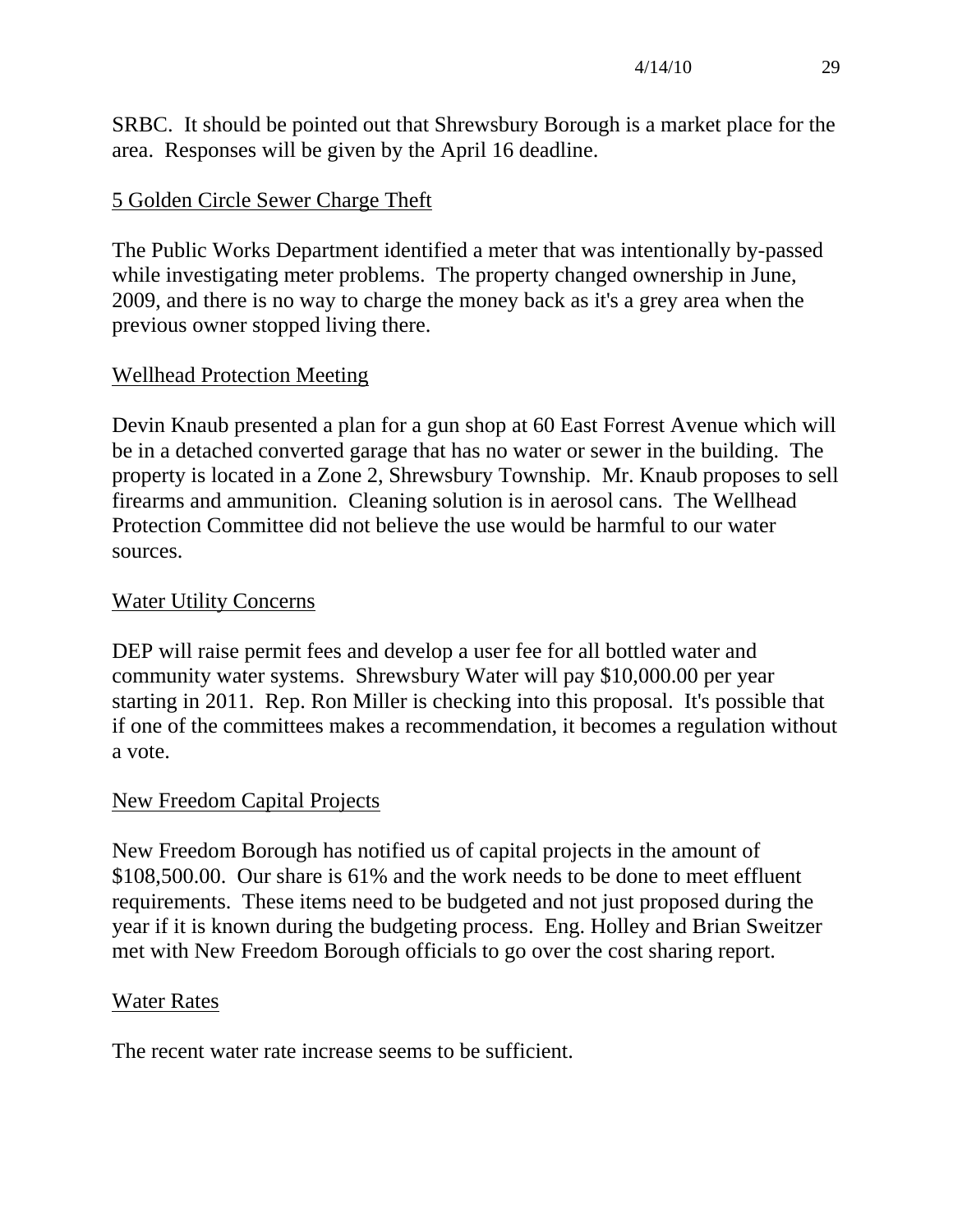SRBC. It should be pointed out that Shrewsbury Borough is a market place for the area. Responses will be given by the April 16 deadline.

5 Golden Circle Sewer Charge Theft

The Public Works Department identified a meter that was intentionally by-passed while investigating meter problems. The property changed ownership in June, 2009, and there is no way to charge the money back as it's a grey area when the previous owner stopped living there.

Wellhead Protection Meeting

Devin Knaub presented a plan for a gun shop at 60 East Forrest Avenue which will be in a detached converted garage that has no water or sewer in the building. The property is located in a Zone 2, Shrewsbury Township. Mr. Knaub proposes to sell firearms and ammunition. Cleaning solution is in aerosol cans. The Wellhead Protection Committee did not believe the use would be harmful to our water sources.

Water Utility Concerns

DEP will raise permit fees and develop a user fee for all bottled water and community water systems. Shrewsbury Water will pay $10,000.00 per year starting in 2011. Rep. Ron Miller is checking into this proposal. It's possible that if one of the committees makes a recommendation, it becomes a regulation without a vote.

New Freedom Capital Projects

New Freedom Borough has notified us of capital projects in the amount of $108,500.00. Our share is 61% and the work needs to be done to meet effluent requirements. These items need to be budgeted and not just proposed during the year if it is known during the budgeting process. Eng. Holley and Brian Sweitzer met with New Freedom Borough officials to go over the cost sharing report.

Water Rates

The recent water rate increase seems to be sufficient.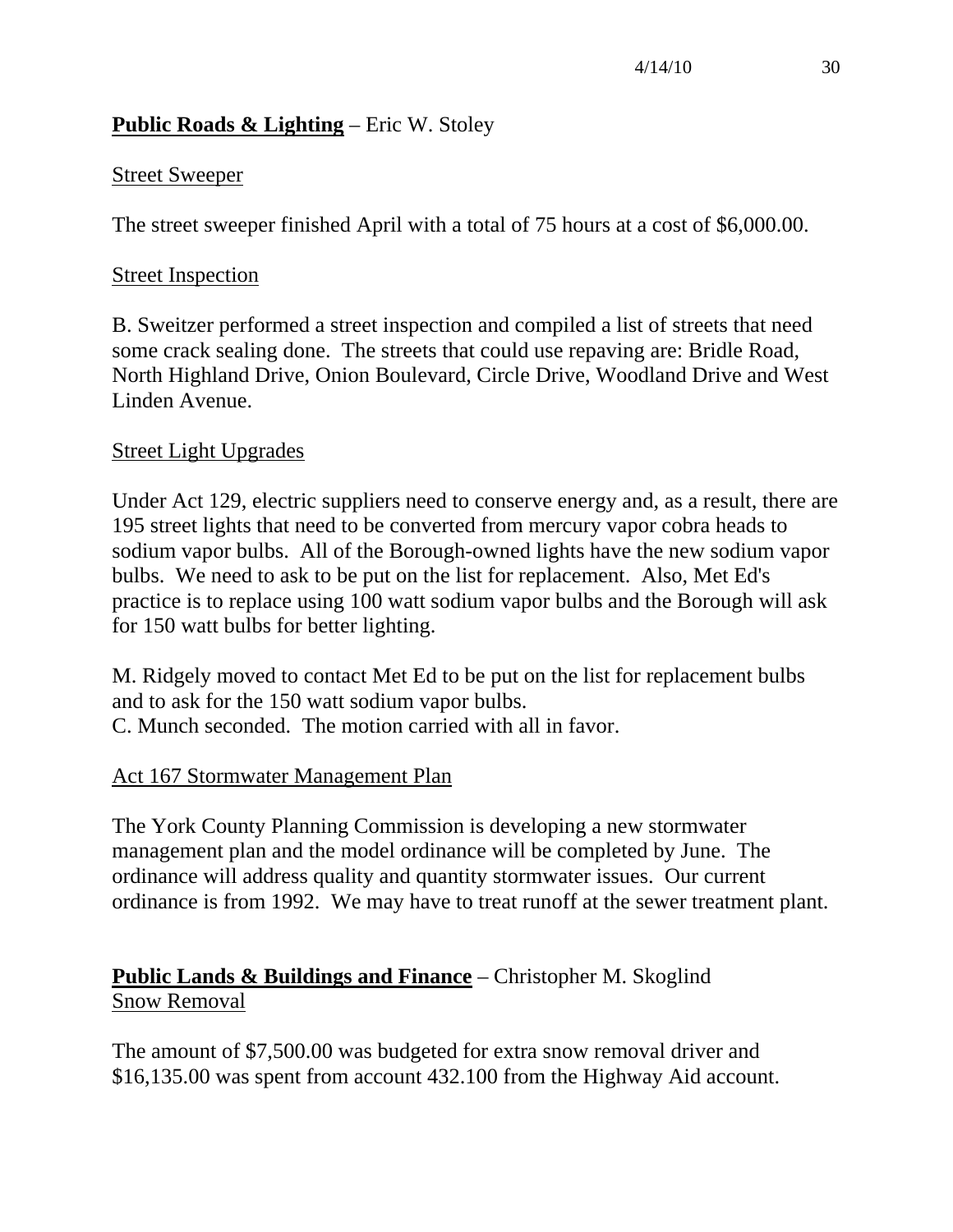**Public Roads & Lighting** – Eric W. Stoley

Street Sweeper

The street sweeper finished April with a total of 75 hours at a cost of $6,000.00.

Street Inspection

B. Sweitzer performed a street inspection and compiled a list of streets that need some crack sealing done. The streets that could use repaving are: Bridle Road, North Highland Drive, Onion Boulevard, Circle Drive, Woodland Drive and West Linden Avenue.

Street Light Upgrades

Under Act 129, electric suppliers need to conserve energy and, as a result, there are 195 street lights that need to be converted from mercury vapor cobra heads to sodium vapor bulbs. All of the Borough-owned lights have the new sodium vapor bulbs. We need to ask to be put on the list for replacement. Also, Met Ed's practice is to replace using 100 watt sodium vapor bulbs and the Borough will ask for 150 watt bulbs for better lighting.

M. Ridgely moved to contact Met Ed to be put on the list for replacement bulbs and to ask for the 150 watt sodium vapor bulbs.
C. Munch seconded. The motion carried with all in favor.

Act 167 Stormwater Management Plan

The York County Planning Commission is developing a new stormwater management plan and the model ordinance will be completed by June. The ordinance will address quality and quantity stormwater issues. Our current ordinance is from 1992. We may have to treat runoff at the sewer treatment plant.

**Public Lands & Buildings and Finance** – Christopher M. Skoglind
Snow Removal

The amount of $7,500.00 was budgeted for extra snow removal driver and $16,135.00 was spent from account 432.100 from the Highway Aid account.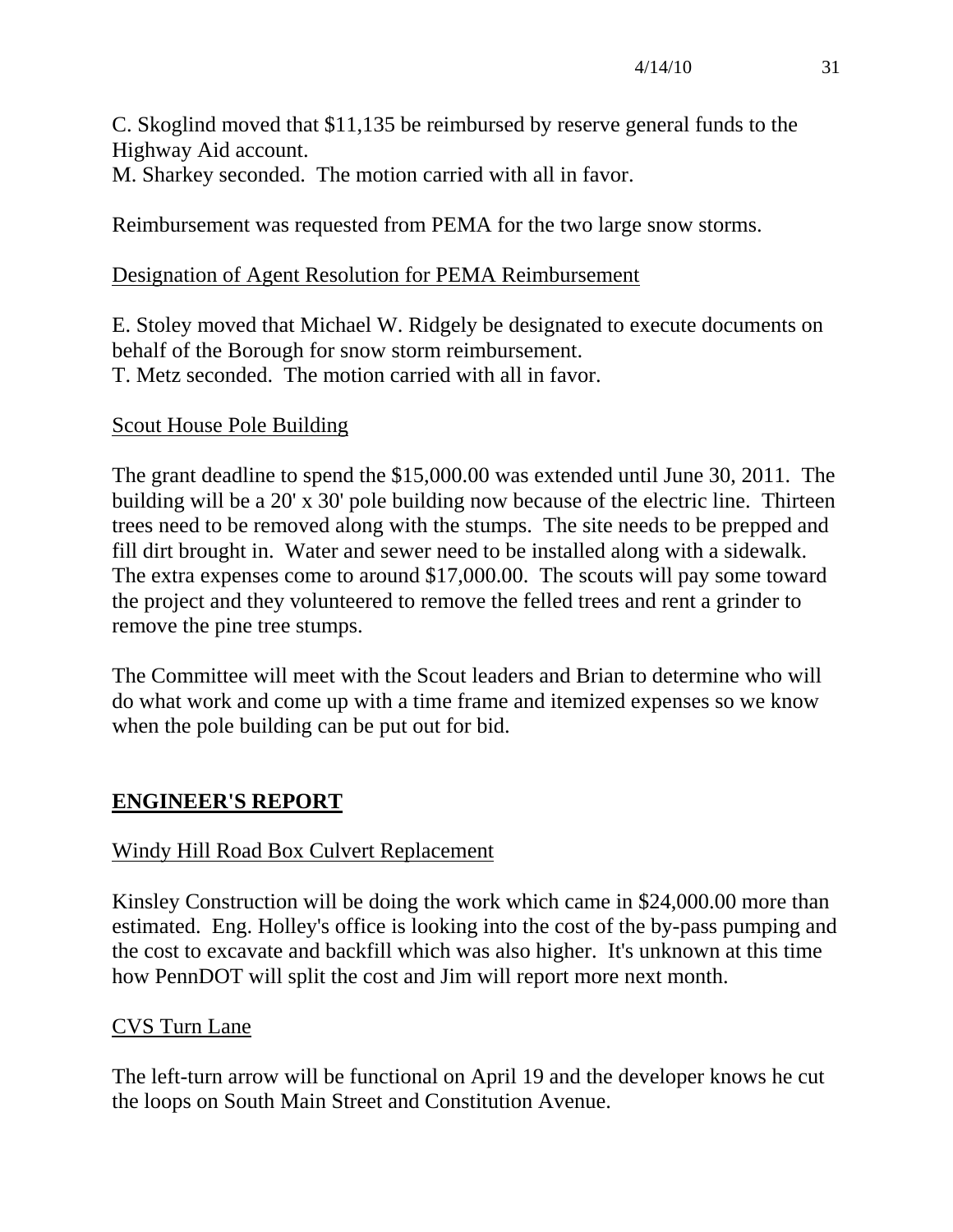C. Skoglind moved that \$11,135 be reimbursed by reserve general funds to the Highway Aid account.
M. Sharkey seconded. The motion carried with all in favor.

Reimbursement was requested from PEMA for the two large snow storms.

Designation of Agent Resolution for PEMA Reimbursement

E. Stoley moved that Michael W. Ridgely be designated to execute documents on behalf of the Borough for snow storm reimbursement.
T. Metz seconded. The motion carried with all in favor.

Scout House Pole Building

The grant deadline to spend the \$15,000.00 was extended until June 30, 2011. The building will be a 20' x 30' pole building now because of the electric line. Thirteen trees need to be removed along with the stumps. The site needs to be prepped and fill dirt brought in. Water and sewer need to be installed along with a sidewalk. The extra expenses come to around \$17,000.00. The scouts will pay some toward the project and they volunteered to remove the felled trees and rent a grinder to remove the pine tree stumps.

The Committee will meet with the Scout leaders and Brian to determine who will do what work and come up with a time frame and itemized expenses so we know when the pole building can be put out for bid.

## ENGINEER'S REPORT

Windy Hill Road Box Culvert Replacement

Kinsley Construction will be doing the work which came in \$24,000.00 more than estimated. Eng. Holley's office is looking into the cost of the by-pass pumping and the cost to excavate and backfill which was also higher. It's unknown at this time how PennDOT will split the cost and Jim will report more next month.

CVS Turn Lane

The left-turn arrow will be functional on April 19 and the developer knows he cut the loops on South Main Street and Constitution Avenue.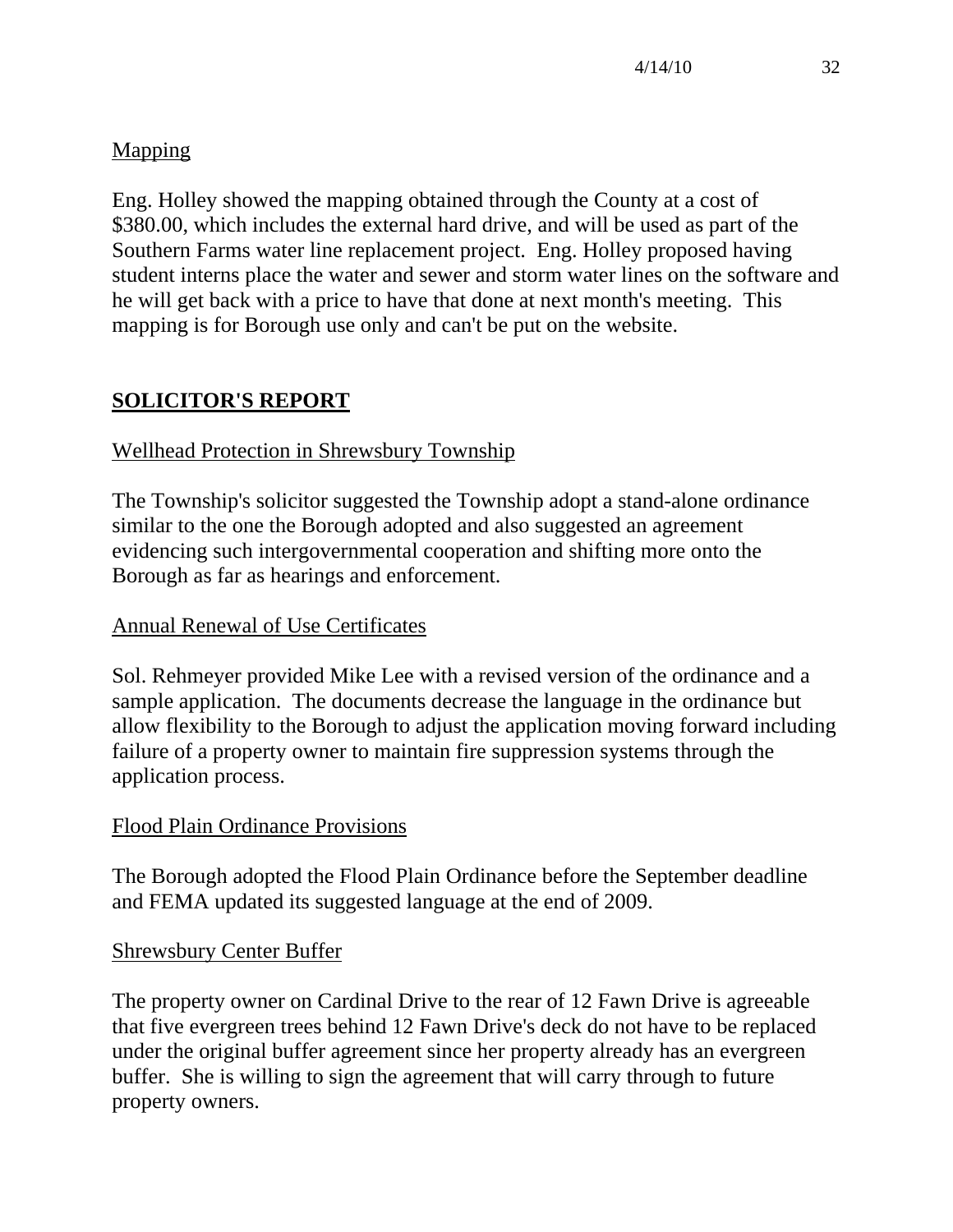Mapping

Eng. Holley showed the mapping obtained through the County at a cost of $380.00, which includes the external hard drive, and will be used as part of the Southern Farms water line replacement project. Eng. Holley proposed having student interns place the water and sewer and storm water lines on the software and he will get back with a price to have that done at next month's meeting. This mapping is for Borough use only and can't be put on the website.

## SOLICITOR'S REPORT

Wellhead Protection in Shrewsbury Township

The Township's solicitor suggested the Township adopt a stand-alone ordinance similar to the one the Borough adopted and also suggested an agreement evidencing such intergovernmental cooperation and shifting more onto the Borough as far as hearings and enforcement.

Annual Renewal of Use Certificates

Sol. Rehmeyer provided Mike Lee with a revised version of the ordinance and a sample application. The documents decrease the language in the ordinance but allow flexibility to the Borough to adjust the application moving forward including failure of a property owner to maintain fire suppression systems through the application process.

Flood Plain Ordinance Provisions

The Borough adopted the Flood Plain Ordinance before the September deadline and FEMA updated its suggested language at the end of 2009.

Shrewsbury Center Buffer

The property owner on Cardinal Drive to the rear of 12 Fawn Drive is agreeable that five evergreen trees behind 12 Fawn Drive's deck do not have to be replaced under the original buffer agreement since her property already has an evergreen buffer. She is willing to sign the agreement that will carry through to future property owners.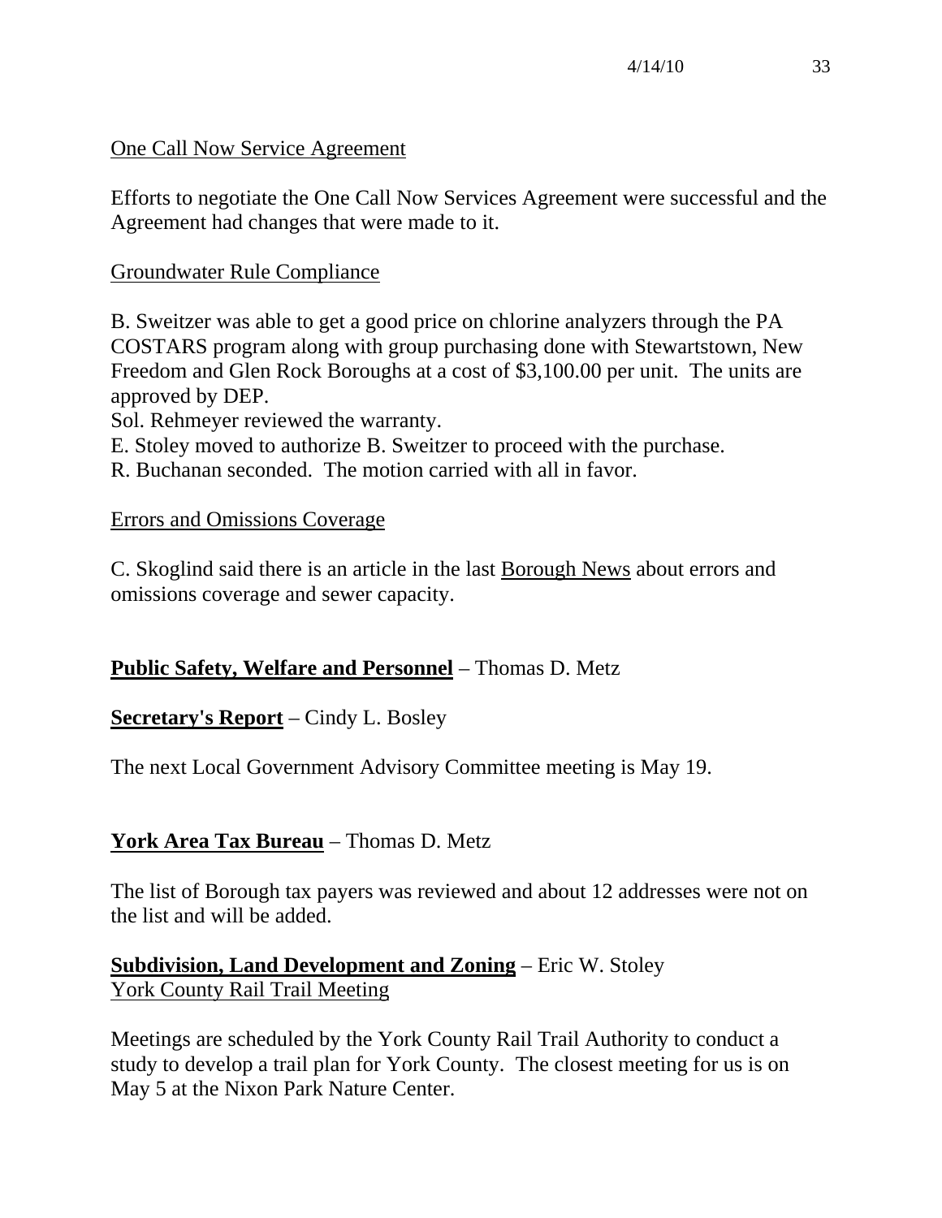<u>One Call Now Service Agreement</u>

Efforts to negotiate the One Call Now Services Agreement were successful and the Agreement had changes that were made to it.

<u>Groundwater Rule Compliance</u>

B. Sweitzer was able to get a good price on chlorine analyzers through the PA COSTARS program along with group purchasing done with Stewartstown, New Freedom and Glen Rock Boroughs at a cost of $3,100.00 per unit. The units are approved by DEP.
Sol. Rehmeyer reviewed the warranty.
E. Stoley moved to authorize B. Sweitzer to proceed with the purchase.
R. Buchanan seconded. The motion carried with all in favor.

<u>Errors and Omissions Coverage</u>

C. Skoglind said there is an article in the last <u>Borough News</u> about errors and omissions coverage and sewer capacity.

**<u>Public Safety, Welfare and Personnel</u>** – Thomas D. Metz

**<u>Secretary's Report</u>** – Cindy L. Bosley

The next Local Government Advisory Committee meeting is May 19.

**<u>York Area Tax Bureau</u>** – Thomas D. Metz

The list of Borough tax payers was reviewed and about 12 addresses were not on the list and will be added.

**<u>Subdivision, Land Development and Zoning</u>** – Eric W. Stoley
<u>York County Rail Trail Meeting</u>

Meetings are scheduled by the York County Rail Trail Authority to conduct a study to develop a trail plan for York County. The closest meeting for us is on May 5 at the Nixon Park Nature Center.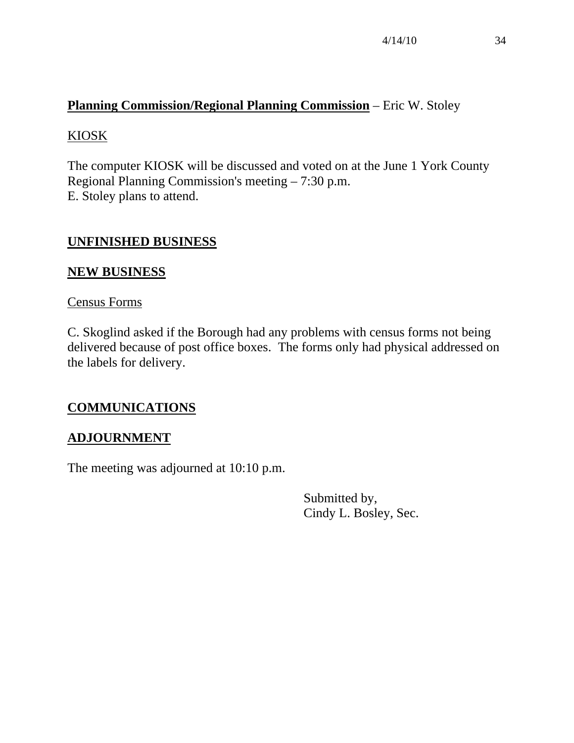**<u>Planning Commission/Regional Planning Commission</u>** – Eric W. Stoley

<u>KIOSK</u>

The computer KIOSK will be discussed and voted on at the June 1 York County Regional Planning Commission's meeting – 7:30 p.m.
E. Stoley plans to attend.

## <u>UNFINISHED BUSINESS</u>

## <u>NEW BUSINESS</u>

<u>Census Forms</u>

C. Skoglind asked if the Borough had any problems with census forms not being delivered because of post office boxes. The forms only had physical addressed on the labels for delivery.

## <u>COMMUNICATIONS</u>

## <u>ADJOURNMENT</u>

The meeting was adjourned at 10:10 p.m.

Submitted by,
Cindy L. Bosley, Sec.